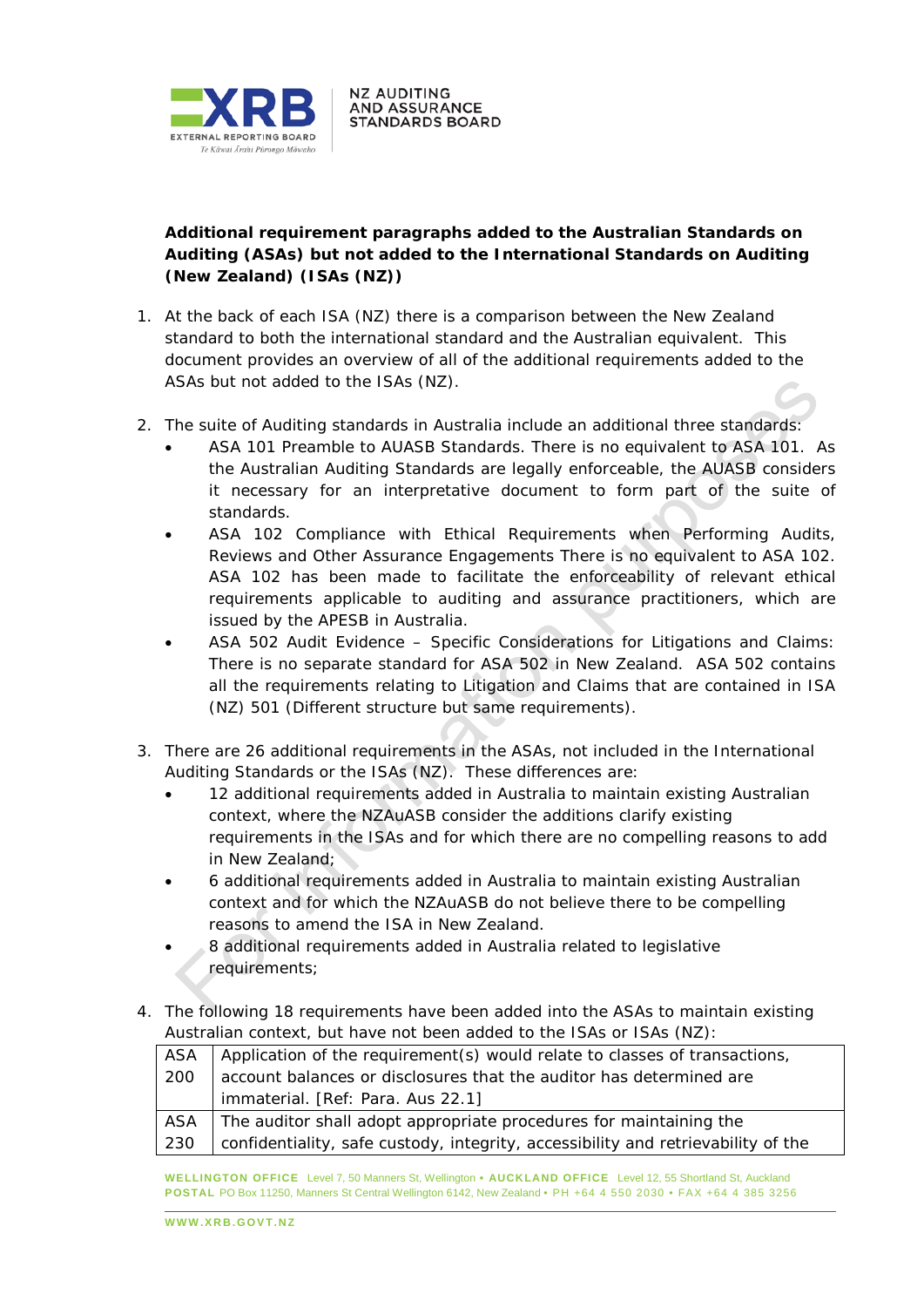**Additional requirement paragraphs added to the Australian Standards on Auditing (ASAs) but not added to the International Standards on Auditing (New Zealand) (ISAs (NZ))**

1. At the back of each ISA (NZ) there is a comparison between the New Zealand standard to both the international standard and the Australian equivalent. This document provides an overview of all of the additional requirements added to the ASAs but not added to the ISAs (NZ).

2. The suite of Auditing standards in Australia include an additional three standards:
   - ASA 101 Preamble to AUASB Standards. There is no equivalent to ASA 101. As the Australian Auditing Standards are legally enforceable, the AUASB considers it necessary for an interpretative document to form part of the suite of standards.
   - ASA 102 Compliance with Ethical Requirements when Performing Audits, Reviews and Other Assurance Engagements There is no equivalent to ASA 102. ASA 102 has been made to facilitate the enforceability of relevant ethical requirements applicable to auditing and assurance practitioners, which are issued by the APESB in Australia.
   - ASA 502 Audit Evidence – Specific Considerations for Litigations and Claims: There is no separate standard for ASA 502 in New Zealand. ASA 502 contains all the requirements relating to Litigation and Claims that are contained in ISA (NZ) 501 (Different structure but same requirements).

3. There are 26 additional requirements in the ASAs, not included in the International Auditing Standards or the ISAs (NZ). These differences are:
   - 12 additional requirements added in Australia to maintain existing Australian context, where the NZAuASB consider the additions clarify existing requirements in the ISAs and for which there are no compelling reasons to add in New Zealand;
   - 6 additional requirements added in Australia to maintain existing Australian context and for which the NZAuASB do not believe there to be compelling reasons to amend the ISA in New Zealand.
   - 8 additional requirements added in Australia related to legislative requirements;

4. The following 18 requirements have been added into the ASAs to maintain existing Australian context, but have not been added to the ISAs or ISAs (NZ):

| | |
|---|---|
| ASA 200 | Application of the requirement(s) would relate to classes of transactions, account balances or disclosures that the auditor has determined are immaterial. [Ref: Para. Aus 22.1] |
| ASA 230 | The auditor shall adopt appropriate procedures for maintaining the confidentiality, safe custody, integrity, accessibility and retrievability of the |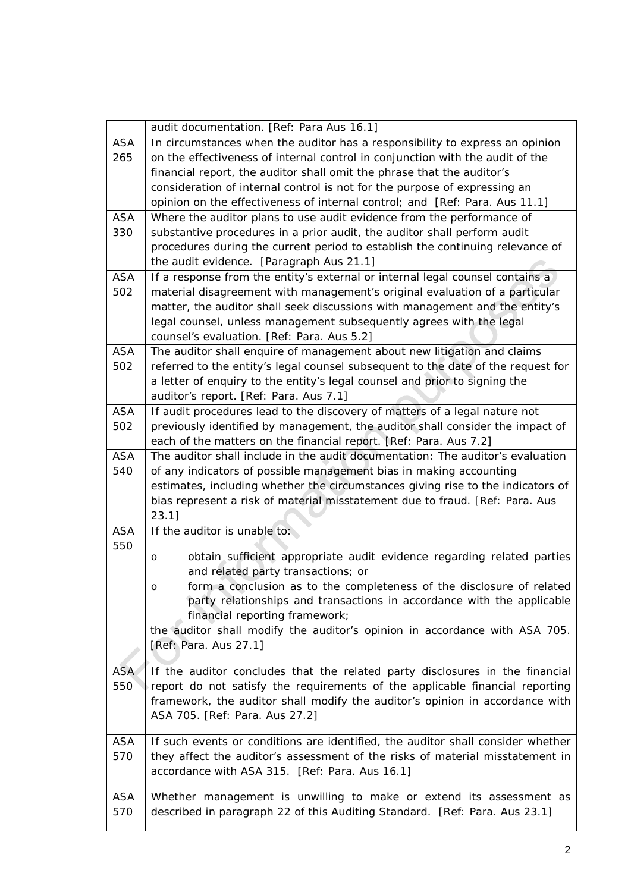| | |
|---|---|
| | audit documentation. [Ref: Para Aus 16.1] |
| ASA 265 | In circumstances when the auditor has a responsibility to express an opinion on the effectiveness of internal control in conjunction with the audit of the financial report, the auditor shall omit the phrase that the auditor's consideration of internal control is not for the purpose of expressing an opinion on the effectiveness of internal control; and [Ref: Para. Aus 11.1] |
| ASA 330 | Where the auditor plans to use audit evidence from the performance of substantive procedures in a prior audit, the auditor shall perform audit procedures during the current period to establish the continuing relevance of the audit evidence. [Paragraph Aus 21.1] |
| ASA 502 | If a response from the entity's external or internal legal counsel contains a material disagreement with management's original evaluation of a particular matter, the auditor shall seek discussions with management and the entity's legal counsel, unless management subsequently agrees with the legal counsel's evaluation. [Ref: Para. Aus 5.2] |
| ASA 502 | The auditor shall enquire of management about new litigation and claims referred to the entity's legal counsel subsequent to the date of the request for a letter of enquiry to the entity's legal counsel and prior to signing the auditor's report. [Ref: Para. Aus 7.1] |
| ASA 502 | If audit procedures lead to the discovery of matters of a legal nature not previously identified by management, the auditor shall consider the impact of each of the matters on the financial report. [Ref: Para. Aus 7.2] |
| ASA 540 | The auditor shall include in the audit documentation: The auditor's evaluation of any indicators of possible management bias in making accounting estimates, including whether the circumstances giving rise to the indicators of bias represent a risk of material misstatement due to fraud. [Ref: Para. Aus 23.1] |
| ASA 550 | If the auditor is unable to: <br> o obtain sufficient appropriate audit evidence regarding related parties and related party transactions; or <br> o form a conclusion as to the completeness of the disclosure of related party relationships and transactions in accordance with the applicable financial reporting framework; <br> the auditor shall modify the auditor's opinion in accordance with ASA 705. [Ref: Para. Aus 27.1] |
| ASA 550 | If the auditor concludes that the related party disclosures in the financial report do not satisfy the requirements of the applicable financial reporting framework, the auditor shall modify the auditor's opinion in accordance with ASA 705. [Ref: Para. Aus 27.2] |
| ASA 570 | If such events or conditions are identified, the auditor shall consider whether they affect the auditor's assessment of the risks of material misstatement in accordance with ASA 315. [Ref: Para. Aus 16.1] |
| ASA 570 | Whether management is unwilling to make or extend its assessment as described in paragraph 22 of this Auditing Standard. [Ref: Para. Aus 23.1] |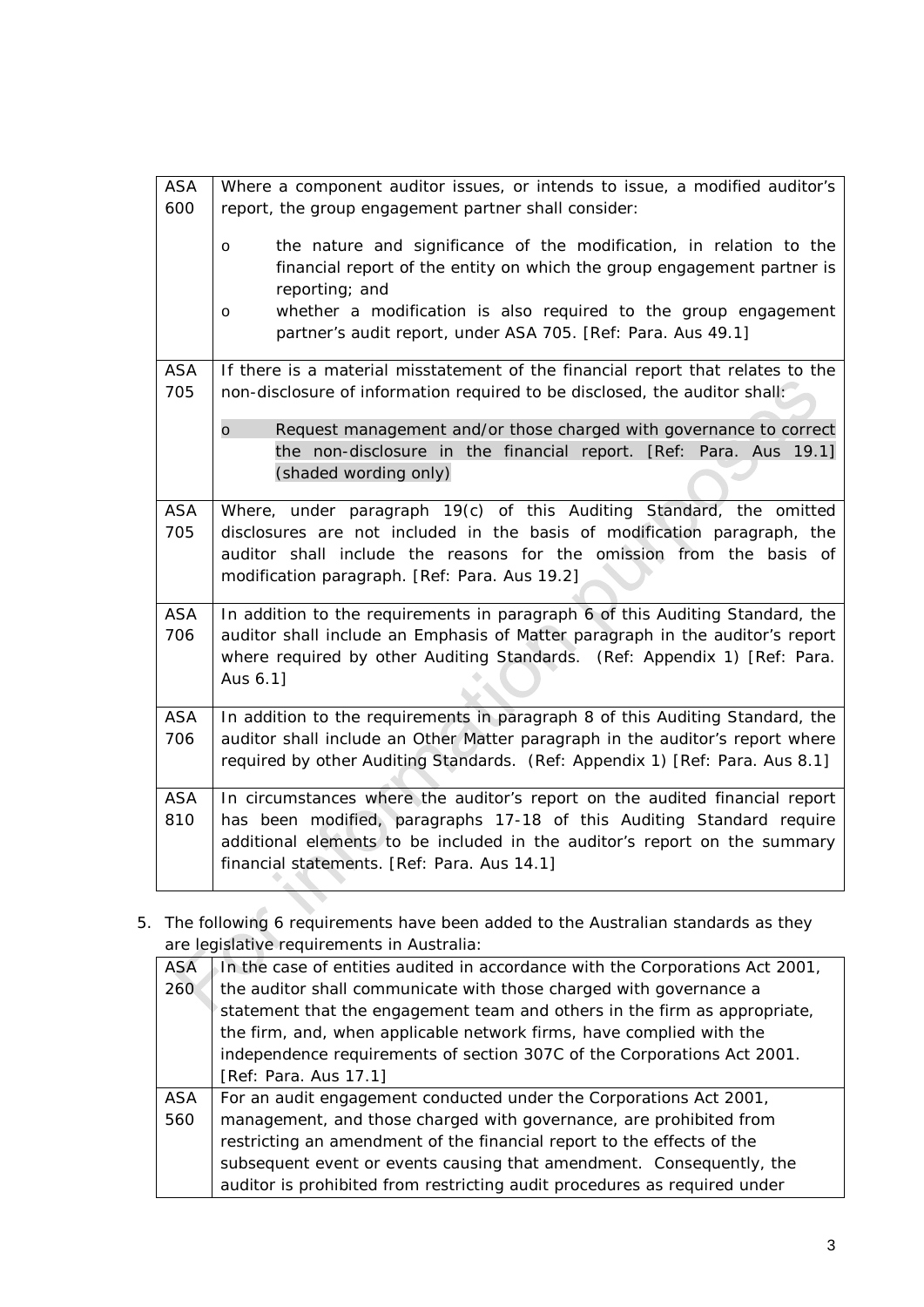| | |
|---|---|
| ASA 600 | Where a component auditor issues, or intends to issue, a modified auditor's report, the group engagement partner shall consider:<br>o the nature and significance of the modification, in relation to the financial report of the entity on which the group engagement partner is reporting; and<br>o whether a modification is also required to the group engagement partner's audit report, under ASA 705. [Ref: Para. Aus 49.1] |
| ASA 705 | If there is a material misstatement of the financial report that relates to the non-disclosure of information required to be disclosed, the auditor shall:<br>o Request management and/or those charged with governance to correct the non-disclosure in the financial report. [Ref: Para. Aus 19.1] (shaded wording only) |
| ASA 705 | Where, under paragraph 19(c) of this Auditing Standard, the omitted disclosures are not included in the basis of modification paragraph, the auditor shall include the reasons for the omission from the basis of modification paragraph. [Ref: Para. Aus 19.2] |
| ASA 706 | In addition to the requirements in paragraph 6 of this Auditing Standard, the auditor shall include an Emphasis of Matter paragraph in the auditor's report where required by other Auditing Standards. (Ref: Appendix 1) [Ref: Para. Aus 6.1] |
| ASA 706 | In addition to the requirements in paragraph 8 of this Auditing Standard, the auditor shall include an Other Matter paragraph in the auditor's report where required by other Auditing Standards. (Ref: Appendix 1) [Ref: Para. Aus 8.1] |
| ASA 810 | In circumstances where the auditor's report on the audited financial report has been modified, paragraphs 17-18 of this Auditing Standard require additional elements to be included in the auditor's report on the summary financial statements. [Ref: Para. Aus 14.1] |

5. The following 6 requirements have been added to the Australian standards as they are legislative requirements in Australia:

| | |
|---|---|
| ASA 260 | In the case of entities audited in accordance with the Corporations Act 2001, the auditor shall communicate with those charged with governance a statement that the engagement team and others in the firm as appropriate, the firm, and, when applicable network firms, have complied with the independence requirements of section 307C of the Corporations Act 2001. [Ref: Para. Aus 17.1] |
| ASA 560 | For an audit engagement conducted under the Corporations Act 2001, management, and those charged with governance, are prohibited from restricting an amendment of the financial report to the effects of the subsequent event or events causing that amendment. Consequently, the auditor is prohibited from restricting audit procedures as required under |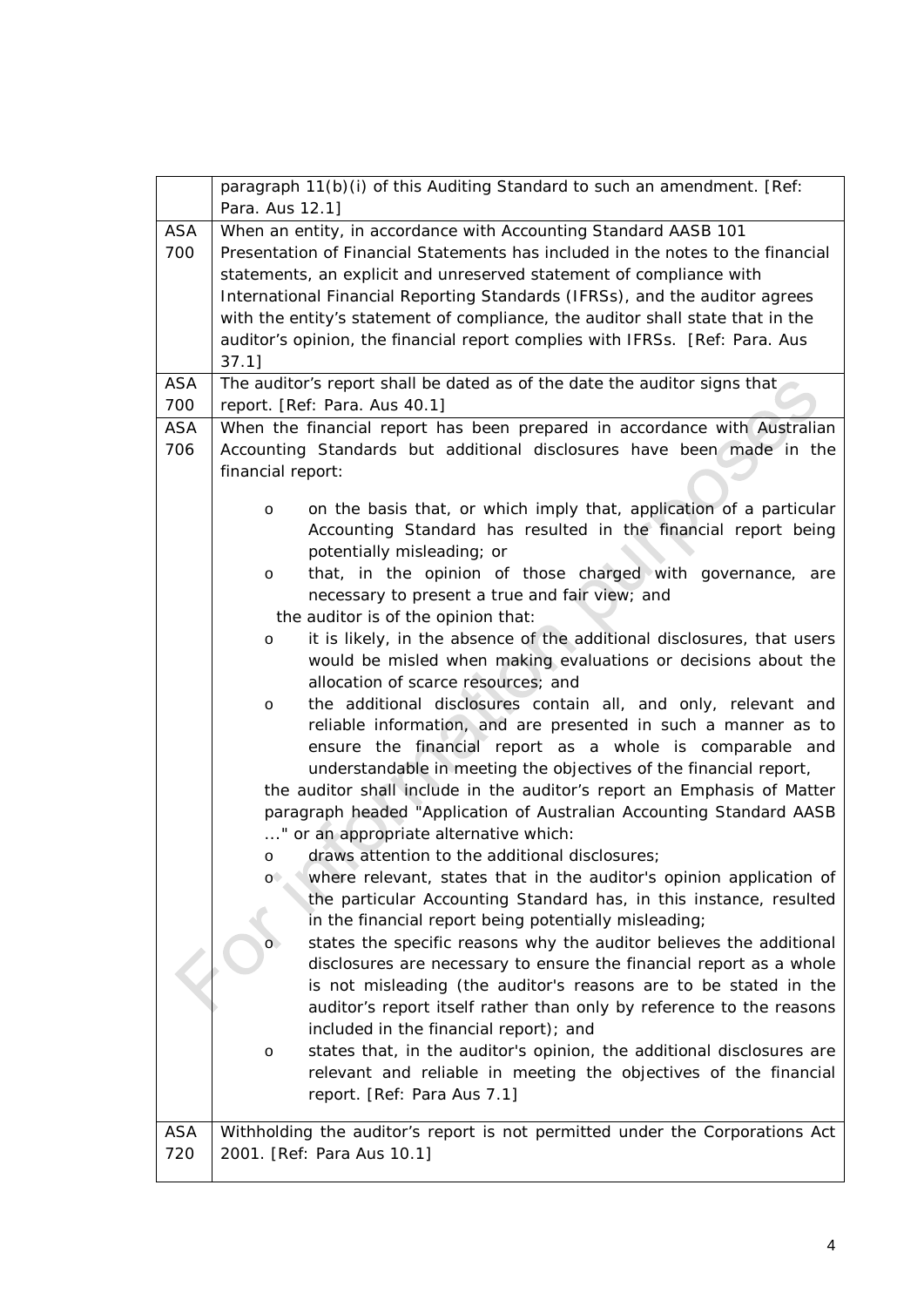| | |
|---|---|
| | paragraph 11(b)(i) of this Auditing Standard to such an amendment. [Ref: Para. Aus 12.1] |
| ASA 700 | When an entity, in accordance with Accounting Standard AASB 101 Presentation of Financial Statements has included in the notes to the financial statements, an explicit and unreserved statement of compliance with International Financial Reporting Standards (IFRSs), and the auditor agrees with the entity's statement of compliance, the auditor shall state that in the auditor's opinion, the financial report complies with IFRSs. [Ref: Para. Aus 37.1] |
| ASA 700 | The auditor's report shall be dated as of the date the auditor signs that report. [Ref: Para. Aus 40.1] |
| ASA 706 | When the financial report has been prepared in accordance with Australian Accounting Standards but additional disclosures have been made in the financial report:<br><br>o on the basis that, or which imply that, application of a particular Accounting Standard has resulted in the financial report being potentially misleading; or<br>o that, in the opinion of those charged with governance, are necessary to present a true and fair view; and<br><br>the auditor is of the opinion that:<br><br>o it is likely, in the absence of the additional disclosures, that users would be misled when making evaluations or decisions about the allocation of scarce resources; and<br>o the additional disclosures contain all, and only, relevant and reliable information, and are presented in such a manner as to ensure the financial report as a whole is comparable and understandable in meeting the objectives of the financial report,<br><br>the auditor shall include in the auditor's report an Emphasis of Matter paragraph headed "Application of Australian Accounting Standard AASB ..." or an appropriate alternative which:<br><br>o draws attention to the additional disclosures;<br>o where relevant, states that in the auditor's opinion application of the particular Accounting Standard has, in this instance, resulted in the financial report being potentially misleading;<br>o states the specific reasons why the auditor believes the additional disclosures are necessary to ensure the financial report as a whole is not misleading (the auditor's reasons are to be stated in the auditor's report itself rather than only by reference to the reasons included in the financial report); and<br>o states that, in the auditor's opinion, the additional disclosures are relevant and reliable in meeting the objectives of the financial report. [Ref: Para Aus 7.1] |
| ASA 720 | Withholding the auditor's report is not permitted under the Corporations Act 2001. [Ref: Para Aus 10.1] |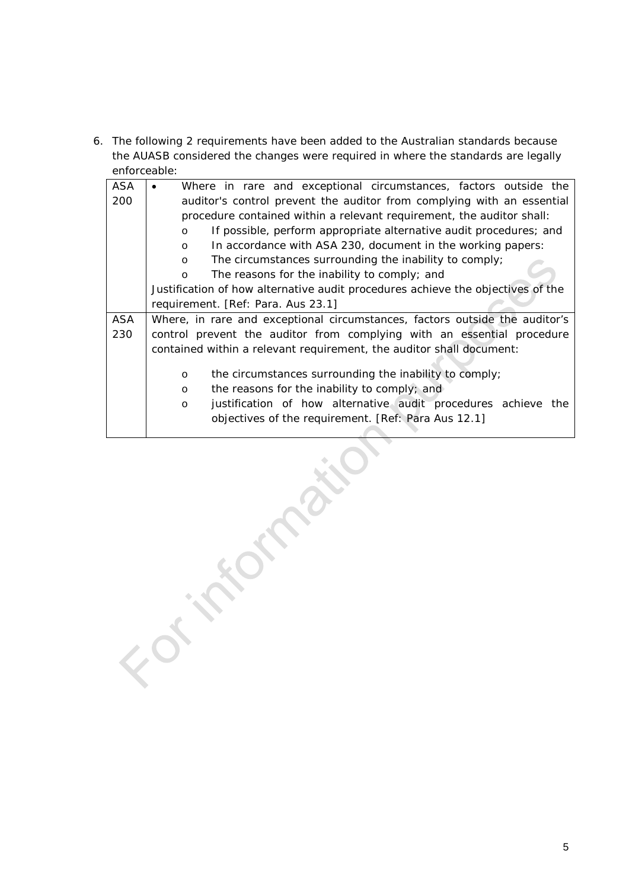6. The following 2 requirements have been added to the Australian standards because the AUASB considered the changes were required in where the standards are legally enforceable:

| | |
|---|---|
| ASA 200 | • Where in rare and exceptional circumstances, factors outside the auditor's control prevent the auditor from complying with an essential procedure contained within a relevant requirement, the auditor shall:<br>o If possible, perform appropriate alternative audit procedures; and<br>o In accordance with ASA 230, document in the working papers:<br>o The circumstances surrounding the inability to comply;<br>o The reasons for the inability to comply; and<br>Justification of how alternative audit procedures achieve the objectives of the requirement. [Ref: Para. Aus 23.1] |
| ASA 230 | Where, in rare and exceptional circumstances, factors outside the auditor's control prevent the auditor from complying with an essential procedure contained within a relevant requirement, the auditor shall document:<br>o the circumstances surrounding the inability to comply;<br>o the reasons for the inability to comply; and<br>o justification of how alternative audit procedures achieve the objectives of the requirement. [Ref: Para Aus 12.1] |